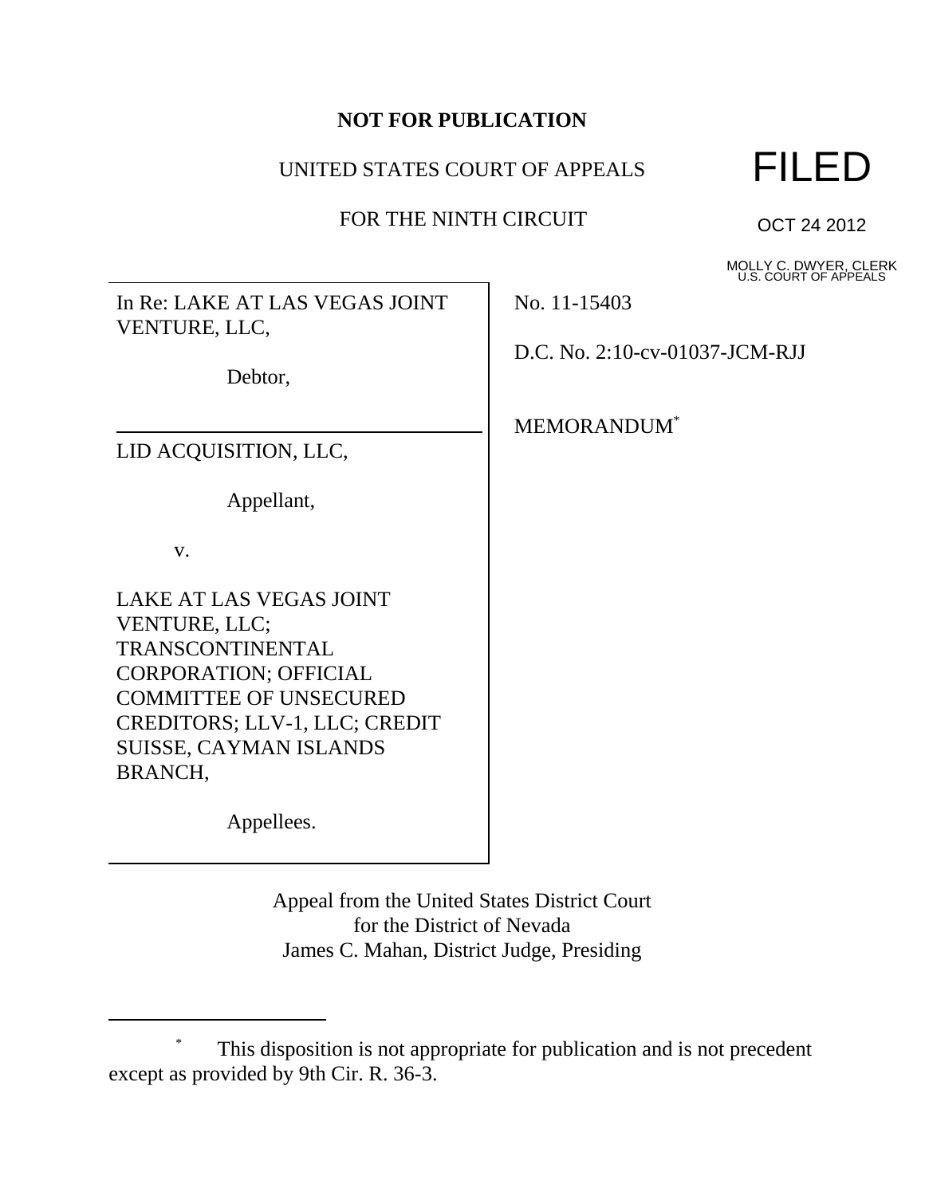**NOT FOR PUBLICATION**

UNITED STATES COURT OF APPEALS

FOR THE NINTH CIRCUIT

FILED

OCT 24 2012

MOLLY C. DWYER, CLERK
U.S. COURT OF APPEALS

In Re: LAKE AT LAS VEGAS JOINT VENTURE, LLC,

Debtor,

---

LID ACQUISITION, LLC,

Appellant,

v.

LAKE AT LAS VEGAS JOINT VENTURE, LLC; TRANSCONTINENTAL CORPORATION; OFFICIAL COMMITTEE OF UNSECURED CREDITORS; LLV-1, LLC; CREDIT SUISSE, CAYMAN ISLANDS BRANCH,

Appellees.

No. 11-15403

D.C. No. 2:10-cv-01037-JCM-RJJ

MEMORANDUM[*]

Appeal from the United States District Court
for the District of Nevada
James C. Mahan, District Judge, Presiding

---

[*] This disposition is not appropriate for publication and is not precedent except as provided by 9th Cir. R. 36-3.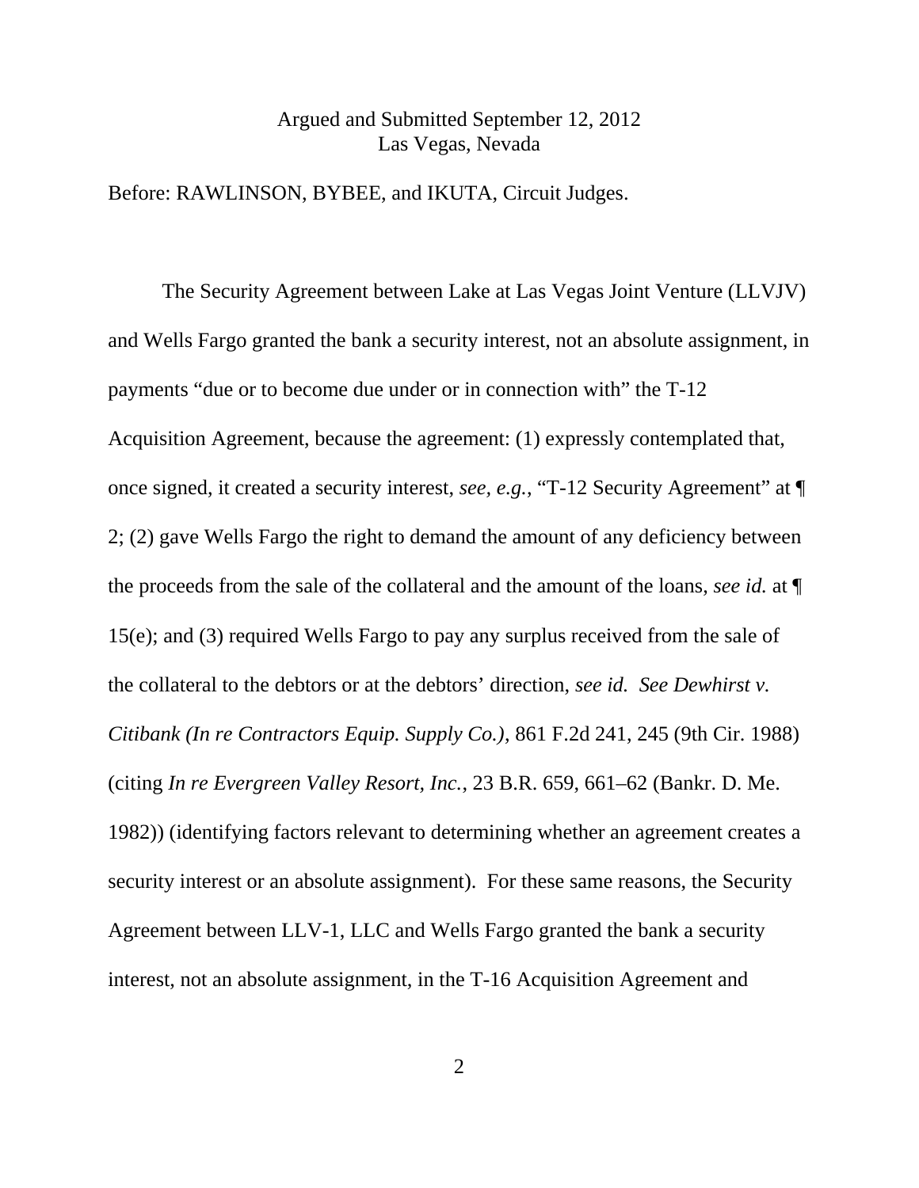Argued and Submitted September 12, 2012
Las Vegas, Nevada

Before: RAWLINSON, BYBEE, and IKUTA, Circuit Judges.

The Security Agreement between Lake at Las Vegas Joint Venture (LLVJV) and Wells Fargo granted the bank a security interest, not an absolute assignment, in payments "due or to become due under or in connection with" the T-12 Acquisition Agreement, because the agreement: (1) expressly contemplated that, once signed, it created a security interest, *see, e.g.*, "T-12 Security Agreement" at ¶ 2; (2) gave Wells Fargo the right to demand the amount of any deficiency between the proceeds from the sale of the collateral and the amount of the loans, *see id.* at ¶ 15(e); and (3) required Wells Fargo to pay any surplus received from the sale of the collateral to the debtors or at the debtors' direction, *see id.* *See Dewhirst v. Citibank (In re Contractors Equip. Supply Co.)*, 861 F.2d 241, 245 (9th Cir. 1988) (citing *In re Evergreen Valley Resort, Inc.*, 23 B.R. 659, 661–62 (Bankr. D. Me. 1982)) (identifying factors relevant to determining whether an agreement creates a security interest or an absolute assignment). For these same reasons, the Security Agreement between LLV-1, LLC and Wells Fargo granted the bank a security interest, not an absolute assignment, in the T-16 Acquisition Agreement and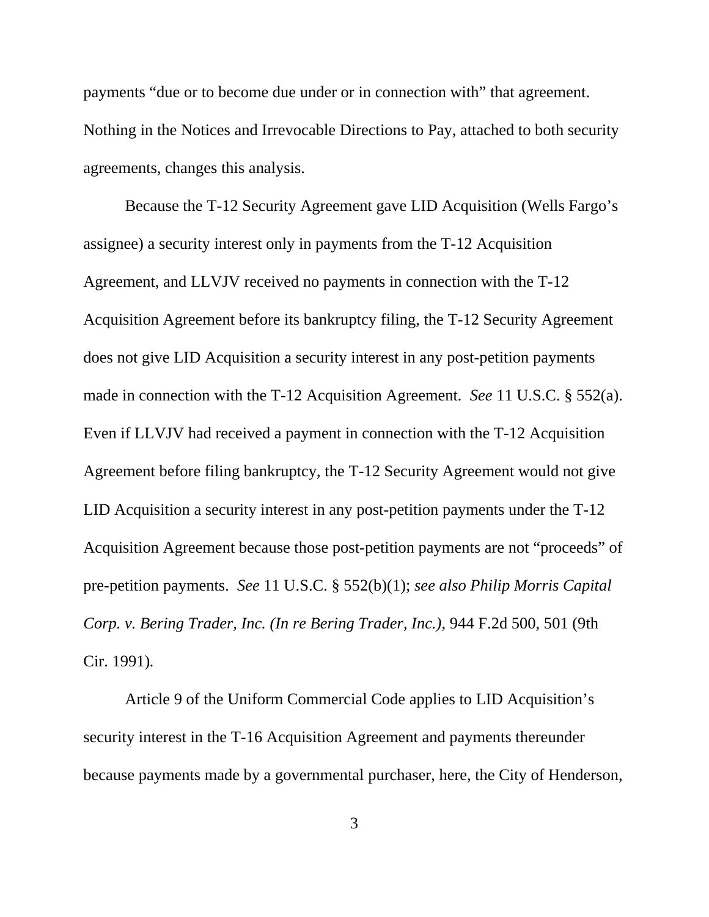payments "due or to become due under or in connection with" that agreement. Nothing in the Notices and Irrevocable Directions to Pay, attached to both security agreements, changes this analysis.

Because the T-12 Security Agreement gave LID Acquisition (Wells Fargo's assignee) a security interest only in payments from the T-12 Acquisition Agreement, and LLVJV received no payments in connection with the T-12 Acquisition Agreement before its bankruptcy filing, the T-12 Security Agreement does not give LID Acquisition a security interest in any post-petition payments made in connection with the T-12 Acquisition Agreement. *See* 11 U.S.C. § 552(a). Even if LLVJV had received a payment in connection with the T-12 Acquisition Agreement before filing bankruptcy, the T-12 Security Agreement would not give LID Acquisition a security interest in any post-petition payments under the T-12 Acquisition Agreement because those post-petition payments are not "proceeds" of pre-petition payments. *See* 11 U.S.C. § 552(b)(1); *see also Philip Morris Capital Corp. v. Bering Trader, Inc. (In re Bering Trader, Inc.)*, 944 F.2d 500, 501 (9th Cir. 1991).

Article 9 of the Uniform Commercial Code applies to LID Acquisition's security interest in the T-16 Acquisition Agreement and payments thereunder because payments made by a governmental purchaser, here, the City of Henderson,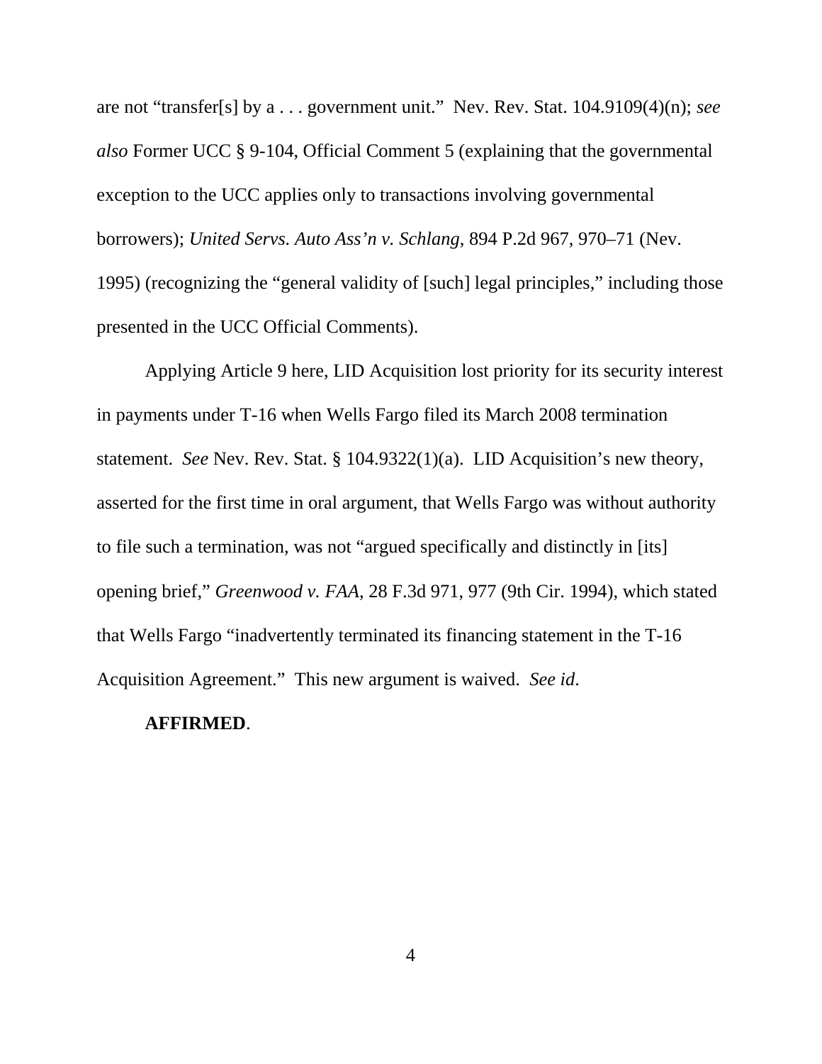are not "transfer[s] by a . . . government unit." Nev. Rev. Stat. 104.9109(4)(n); *see also* Former UCC § 9-104, Official Comment 5 (explaining that the governmental exception to the UCC applies only to transactions involving governmental borrowers); *United Servs. Auto Ass'n v. Schlang*, 894 P.2d 967, 970–71 (Nev. 1995) (recognizing the "general validity of [such] legal principles," including those presented in the UCC Official Comments).

Applying Article 9 here, LID Acquisition lost priority for its security interest in payments under T-16 when Wells Fargo filed its March 2008 termination statement. *See* Nev. Rev. Stat. § 104.9322(1)(a). LID Acquisition's new theory, asserted for the first time in oral argument, that Wells Fargo was without authority to file such a termination, was not "argued specifically and distinctly in [its] opening brief," *Greenwood v. FAA*, 28 F.3d 971, 977 (9th Cir. 1994), which stated that Wells Fargo "inadvertently terminated its financing statement in the T-16 Acquisition Agreement." This new argument is waived. *See id*.

**AFFIRMED**.